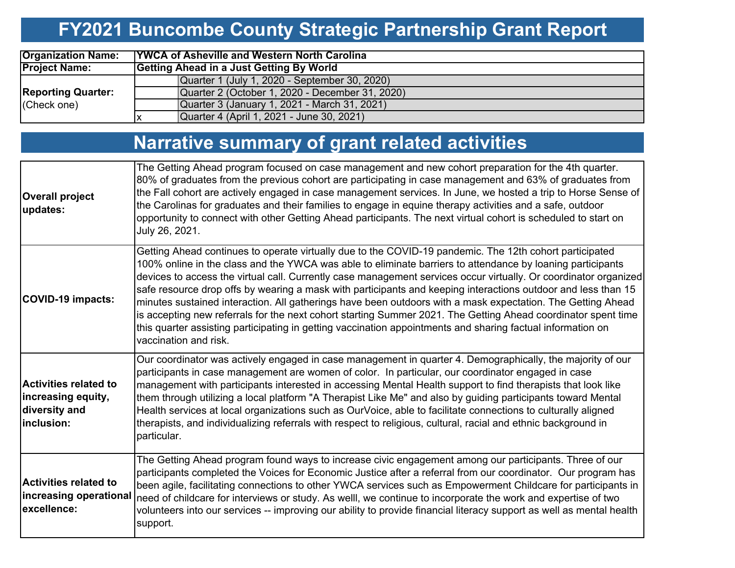# FY2021 Buncombe County Strategic Partnership Grant Report

| | | |
|---|---|---|
| **Organization Name:** | **YWCA of Asheville and Western North Carolina** | |
| **Project Name:** | **Getting Ahead in a Just Getting By World** | |
| **Reporting Quarter:** (Check one) | | Quarter 1 (July 1, 2020 - September 30, 2020) |
| | | Quarter 2 (October 1, 2020 - December 31, 2020) |
| | | Quarter 3 (January 1, 2021 - March 31, 2021) |
| | x | Quarter 4 (April 1, 2021 - June 30, 2021) |

# Narrative summary of grant related activities

| | |
|---|---|
| **Overall project updates:** | The Getting Ahead program focused on case management and new cohort preparation for the 4th quarter. 80% of graduates from the previous cohort are participating in case management and 63% of graduates from the Fall cohort are actively engaged in case management services. In June, we hosted a trip to Horse Sense of the Carolinas for graduates and their families to engage in equine therapy activities and a safe, outdoor opportunity to connect with other Getting Ahead participants. The next virtual cohort is scheduled to start on July 26, 2021. |
| **COVID-19 impacts:** | Getting Ahead continues to operate virtually due to the COVID-19 pandemic. The 12th cohort participated 100% online in the class and the YWCA was able to eliminate barriers to attendance by loaning participants devices to access the virtual call. Currently case management services occur virtually. Or coordinator organized safe resource drop offs by wearing a mask with participants and keeping interactions outdoor and less than 15 minutes sustained interaction. All gatherings have been outdoors with a mask expectation. The Getting Ahead is accepting new referrals for the next cohort starting Summer 2021. The Getting Ahead coordinator spent time this quarter assisting participating in getting vaccination appointments and sharing factual information on vaccination and risk. |
| **Activities related to increasing equity, diversity and inclusion:** | Our coordinator was actively engaged in case management in quarter 4. Demographically, the majority of our participants in case management are women of color. In particular, our coordinator engaged in case management with participants interested in accessing Mental Health support to find therapists that look like them through utilizing a local platform "A Therapist Like Me" and also by guiding participants toward Mental Health services at local organizations such as OurVoice, able to facilitate connections to culturally aligned therapists, and individualizing referrals with respect to religious, cultural, racial and ethnic background in particular. |
| **Activities related to increasing operational excellence:** | The Getting Ahead program found ways to increase civic engagement among our participants. Three of our participants completed the Voices for Economic Justice after a referral from our coordinator. Our program has been agile, facilitating connections to other YWCA services such as Empowerment Childcare for participants in need of childcare for interviews or study. As welll, we continue to incorporate the work and expertise of two volunteers into our services -- improving our ability to provide financial literacy support as well as mental health support. |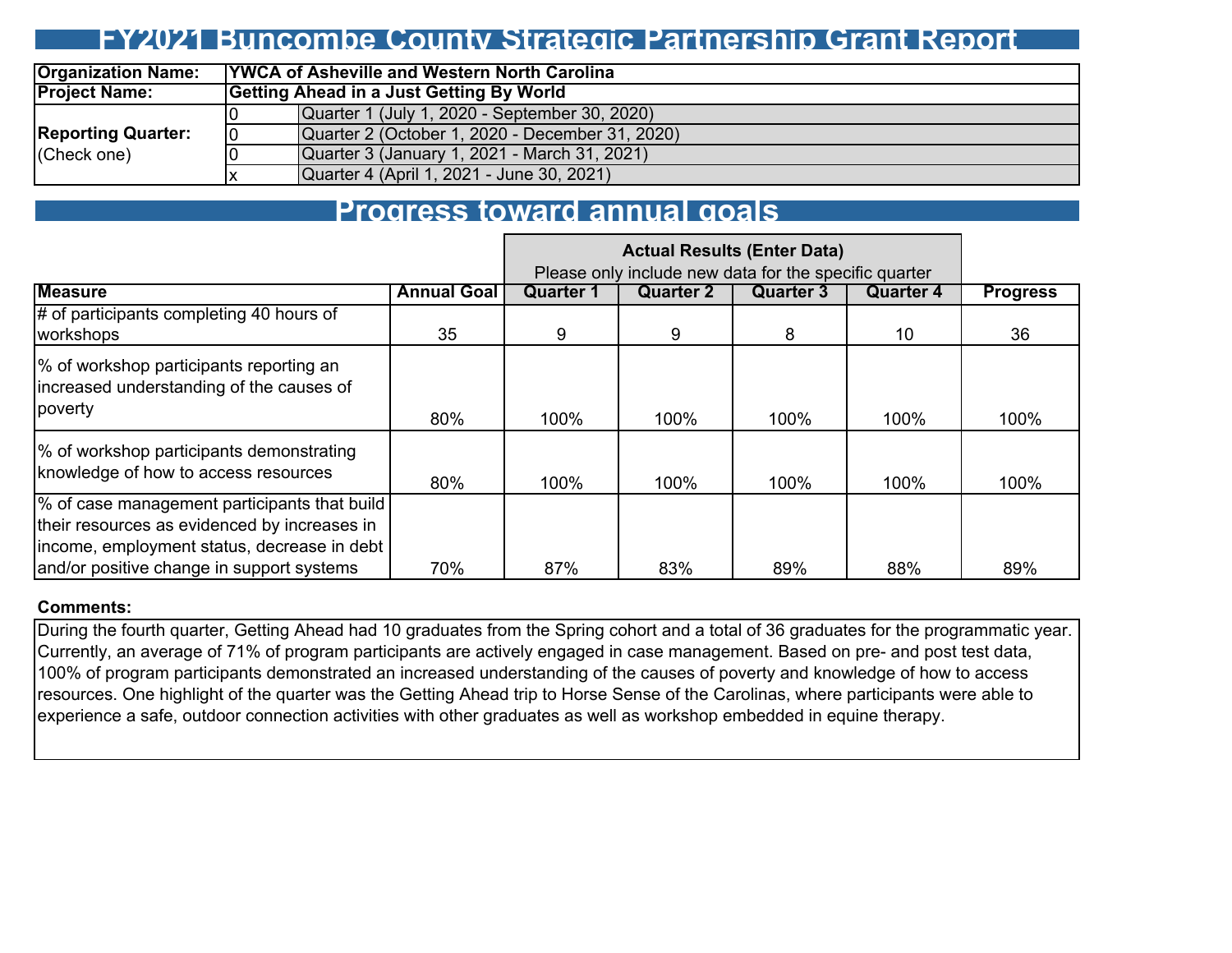# FY2021 Buncombe County Strategic Partnership Grant Report

| Organization Name: | YWCA of Asheville and Western North Carolina | |
|---|---|---|
| Project Name: | Getting Ahead in a Just Getting By World | |
| Reporting Quarter: (Check one) | 0 | Quarter 1 (July 1, 2020 - September 30, 2020) |
| | 0 | Quarter 2 (October 1, 2020 - December 31, 2020) |
| | 0 | Quarter 3 (January 1, 2021 - March 31, 2021) |
| | x | Quarter 4 (April 1, 2021 - June 30, 2021) |

## Progress toward annual goals

| | | Actual Results (Enter Data) Please only include new data for the specific quarter | | | | |
|---|---|---|---|---|---|---|
| **Measure** | **Annual Goal** | **Quarter 1** | **Quarter 2** | **Quarter 3** | **Quarter 4** | **Progress** |
| # of participants completing 40 hours of workshops | 35 | 9 | 9 | 8 | 10 | 36 |
| % of workshop participants reporting an increased understanding of the causes of poverty | 80% | 100% | 100% | 100% | 100% | 100% |
| % of workshop participants demonstrating knowledge of how to access resources | 80% | 100% | 100% | 100% | 100% | 100% |
| % of case management participants that build their resources as evidenced by increases in income, employment status, decrease in debt and/or positive change in support systems | 70% | 87% | 83% | 89% | 88% | 89% |

**Comments:**

During the fourth quarter, Getting Ahead had 10 graduates from the Spring cohort and a total of 36 graduates for the programmatic year. Currently, an average of 71% of program participants are actively engaged in case management. Based on pre- and post test data, 100% of program participants demonstrated an increased understanding of the causes of poverty and knowledge of how to access resources. One highlight of the quarter was the Getting Ahead trip to Horse Sense of the Carolinas, where participants were able to experience a safe, outdoor connection activities with other graduates as well as workshop embedded in equine therapy.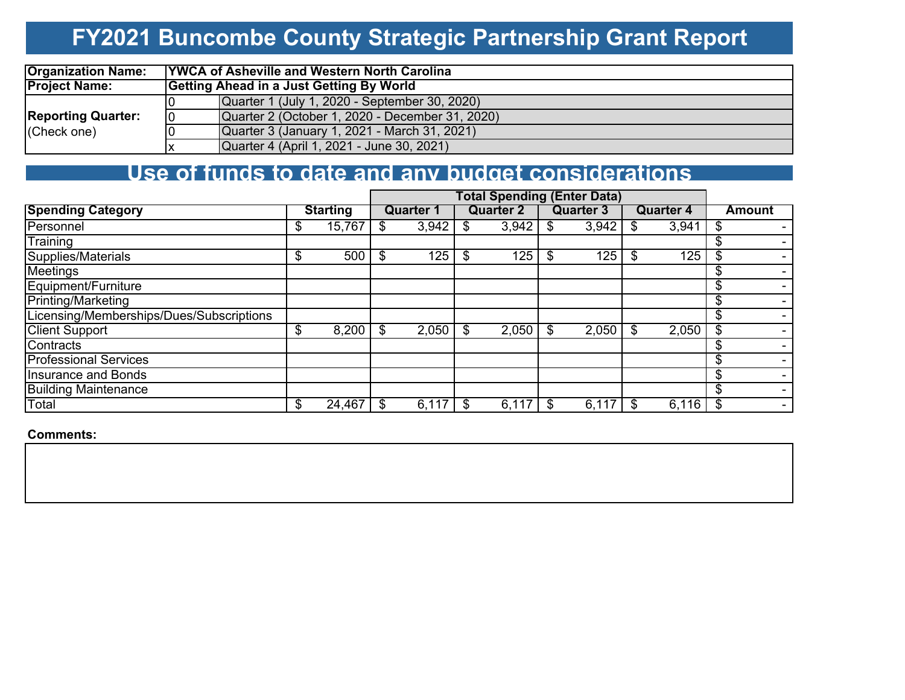# FY2021 Buncombe County Strategic Partnership Grant Report

| | | |
|---|---|---|
| **Organization Name:** | **YWCA of Asheville and Western North Carolina** | |
| **Project Name:** | **Getting Ahead in a Just Getting By World** | |
| **Reporting Quarter:** (Check one) | 0 | Quarter 1 (July 1, 2020 - September 30, 2020) |
| | 0 | Quarter 2 (October 1, 2020 - December 31, 2020) |
| | 0 | Quarter 3 (January 1, 2021 - March 31, 2021) |
| | x | Quarter 4 (April 1, 2021 - June 30, 2021) |

## Use of funds to date and any budget considerations

| | | Total Spending (Enter Data) | | | | |
|---|---|---|---|---|---|---|
| **Spending Category** | **Starting** | **Quarter 1** | **Quarter 2** | **Quarter 3** | **Quarter 4** | **Amount** |
| Personnel | $ 15,767 | $ 3,942 | $ 3,942 | $ 3,942 | $ 3,941 | $ - |
| Training | | | | | | $ - |
| Supplies/Materials | $ 500 | $ 125 | $ 125 | $ 125 | $ 125 | $ - |
| Meetings | | | | | | $ - |
| Equipment/Furniture | | | | | | $ - |
| Printing/Marketing | | | | | | $ - |
| Licensing/Memberships/Dues/Subscriptions | | | | | | $ - |
| Client Support | $ 8,200 | $ 2,050 | $ 2,050 | $ 2,050 | $ 2,050 | $ - |
| Contracts | | | | | | $ - |
| Professional Services | | | | | | $ - |
| Insurance and Bonds | | | | | | $ - |
| Building Maintenance | | | | | | $ - |
| Total | $ 24,467 | $ 6,117 | $ 6,117 | $ 6,117 | $ 6,116 | $ - |

**Comments:**